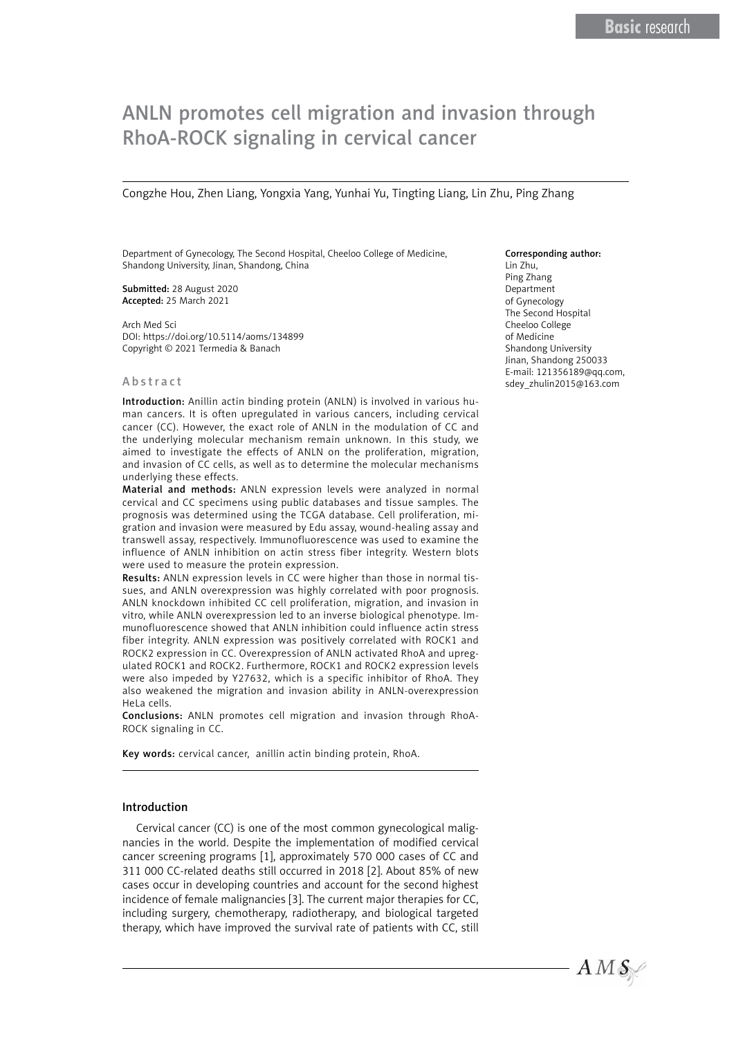# ANLN promotes cell migration and invasion through RhoA-ROCK signaling in cervical cancer

Congzhe Hou, Zhen Liang, Yongxia Yang, Yunhai Yu, Tingting Liang, Lin Zhu, Ping Zhang

Department of Gynecology, The Second Hospital, Cheeloo College of Medicine, Shandong University, Jinan, Shandong, China

**Submitted:** 28 August 2020
**Accepted:** 25 March 2021

Arch Med Sci
DOI: https://doi.org/10.5114/aoms/134899
Copyright © 2021 Termedia & Banach

**Corresponding author:**
Lin Zhu,
Ping Zhang
Department of Gynecology
The Second Hospital
Cheeloo College of Medicine
Shandong University
Jinan, Shandong 250033
E-mail: 121356189@qq.com, sdey_zhulin2015@163.com

## Abstract

**Introduction:** Anillin actin binding protein (ANLN) is involved in various human cancers. It is often upregulated in various cancers, including cervical cancer (CC). However, the exact role of ANLN in the modulation of CC and the underlying molecular mechanism remain unknown. In this study, we aimed to investigate the effects of ANLN on the proliferation, migration, and invasion of CC cells, as well as to determine the molecular mechanisms underlying these effects.

**Material and methods:** ANLN expression levels were analyzed in normal cervical and CC specimens using public databases and tissue samples. The prognosis was determined using the TCGA database. Cell proliferation, migration and invasion were measured by Edu assay, wound-healing assay and transwell assay, respectively. Immunofluorescence was used to examine the influence of ANLN inhibition on actin stress fiber integrity. Western blots were used to measure the protein expression.

**Results:** ANLN expression levels in CC were higher than those in normal tissues, and ANLN overexpression was highly correlated with poor prognosis. ANLN knockdown inhibited CC cell proliferation, migration, and invasion in vitro, while ANLN overexpression led to an inverse biological phenotype. Immunofluorescence showed that ANLN inhibition could influence actin stress fiber integrity. ANLN expression was positively correlated with ROCK1 and ROCK2 expression in CC. Overexpression of ANLN activated RhoA and upregulated ROCK1 and ROCK2. Furthermore, ROCK1 and ROCK2 expression levels were also impeded by Y27632, which is a specific inhibitor of RhoA. They also weakened the migration and invasion ability in ANLN-overexpression HeLa cells.

**Conclusions:** ANLN promotes cell migration and invasion through RhoA-ROCK signaling in CC.

**Key words:** cervical cancer, anillin actin binding protein, RhoA.

## Introduction

Cervical cancer (CC) is one of the most common gynecological malignancies in the world. Despite the implementation of modified cervical cancer screening programs [1], approximately 570 000 cases of CC and 311 000 CC-related deaths still occurred in 2018 [2]. About 85% of new cases occur in developing countries and account for the second highest incidence of female malignancies [3]. The current major therapies for CC, including surgery, chemotherapy, radiotherapy, and biological targeted therapy, which have improved the survival rate of patients with CC, still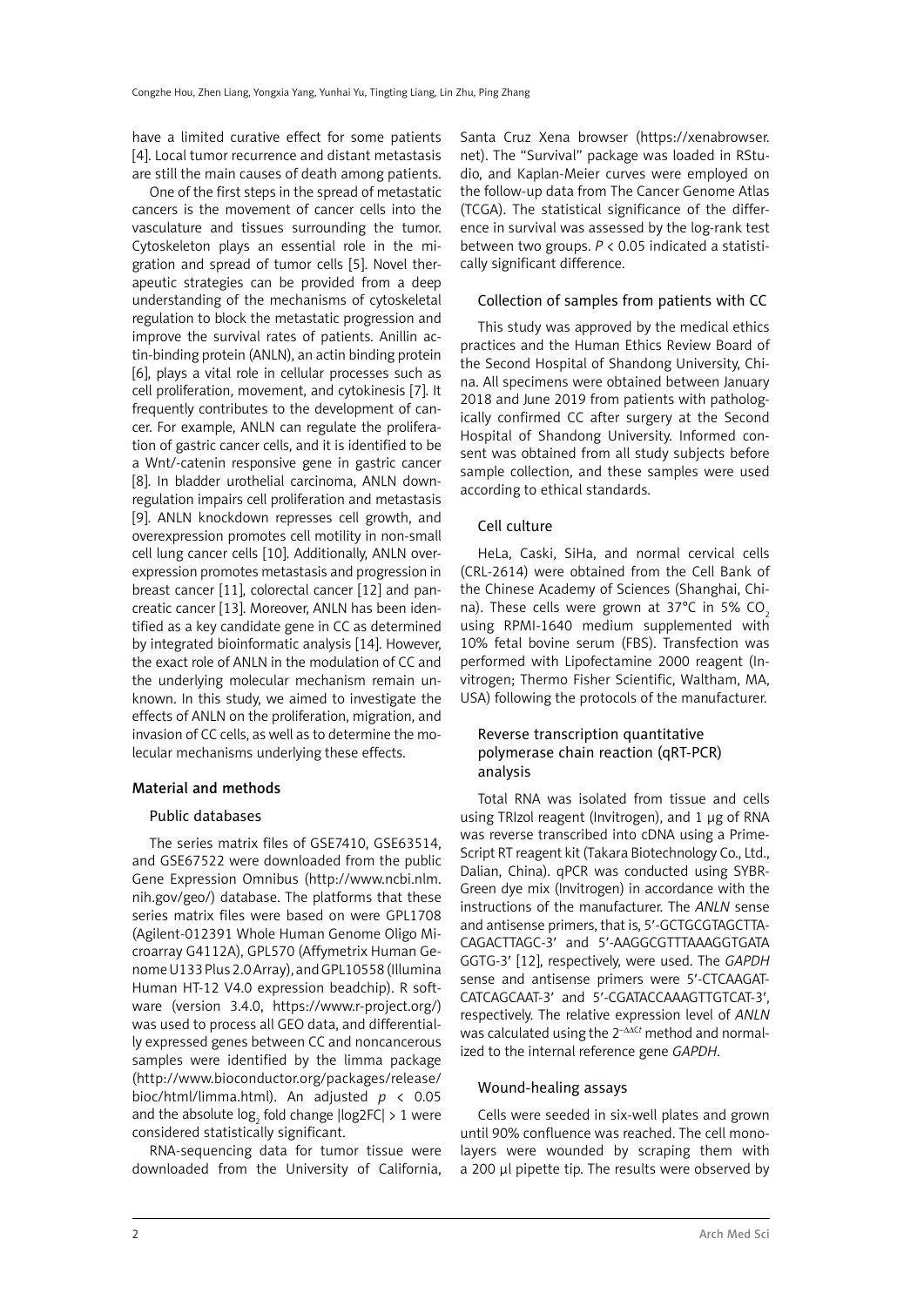have a limited curative effect for some patients [4]. Local tumor recurrence and distant metastasis are still the main causes of death among patients.

One of the first steps in the spread of metastatic cancers is the movement of cancer cells into the vasculature and tissues surrounding the tumor. Cytoskeleton plays an essential role in the migration and spread of tumor cells [5]. Novel therapeutic strategies can be provided from a deep understanding of the mechanisms of cytoskeletal regulation to block the metastatic progression and improve the survival rates of patients. Anillin actin-binding protein (ANLN), an actin binding protein [6], plays a vital role in cellular processes such as cell proliferation, movement, and cytokinesis [7]. It frequently contributes to the development of cancer. For example, ANLN can regulate the proliferation of gastric cancer cells, and it is identified to be a Wnt/-catenin responsive gene in gastric cancer [8]. In bladder urothelial carcinoma, ANLN downregulation impairs cell proliferation and metastasis [9]. ANLN knockdown represses cell growth, and overexpression promotes cell motility in non-small cell lung cancer cells [10]. Additionally, ANLN overexpression promotes metastasis and progression in breast cancer [11], colorectal cancer [12] and pancreatic cancer [13]. Moreover, ANLN has been identified as a key candidate gene in CC as determined by integrated bioinformatic analysis [14]. However, the exact role of ANLN in the modulation of CC and the underlying molecular mechanism remain unknown. In this study, we aimed to investigate the effects of ANLN on the proliferation, migration, and invasion of CC cells, as well as to determine the molecular mechanisms underlying these effects.

## Material and methods

### Public databases

The series matrix files of GSE7410, GSE63514, and GSE67522 were downloaded from the public Gene Expression Omnibus (http://www.ncbi.nlm.nih.gov/geo/) database. The platforms that these series matrix files were based on were GPL1708 (Agilent-012391 Whole Human Genome Oligo Microarray G4112A), GPL570 (Affymetrix Human Genome U133 Plus 2.0 Array), and GPL10558 (Illumina Human HT-12 V4.0 expression beadchip). R software (version 3.4.0, https://www.r-project.org/) was used to process all GEO data, and differentially expressed genes between CC and noncancerous samples were identified by the limma package (http://www.bioconductor.org/packages/release/bioc/html/limma.html). An adjusted $p < 0.05$ and the absolute $\log_2$ fold change $|\log2FC| > 1$ were considered statistically significant.

RNA-sequencing data for tumor tissue were downloaded from the University of California, Santa Cruz Xena browser (https://xenabrowser.net). The "Survival" package was loaded in RStudio, and Kaplan-Meier curves were employed on the follow-up data from The Cancer Genome Atlas (TCGA). The statistical significance of the difference in survival was assessed by the log-rank test between two groups. $P < 0.05$ indicated a statistically significant difference.

### Collection of samples from patients with CC

This study was approved by the medical ethics practices and the Human Ethics Review Board of the Second Hospital of Shandong University, China. All specimens were obtained between January 2018 and June 2019 from patients with pathologically confirmed CC after surgery at the Second Hospital of Shandong University. Informed consent was obtained from all study subjects before sample collection, and these samples were used according to ethical standards.

### Cell culture

HeLa, Caski, SiHa, and normal cervical cells (CRL-2614) were obtained from the Cell Bank of the Chinese Academy of Sciences (Shanghai, China). These cells were grown at 37°C in 5% $CO_2$ using RPMI-1640 medium supplemented with 10% fetal bovine serum (FBS). Transfection was performed with Lipofectamine 2000 reagent (Invitrogen; Thermo Fisher Scientific, Waltham, MA, USA) following the protocols of the manufacturer.

### Reverse transcription quantitative polymerase chain reaction (qRT-PCR) analysis

Total RNA was isolated from tissue and cells using TRIzol reagent (Invitrogen), and 1 µg of RNA was reverse transcribed into cDNA using a PrimeScript RT reagent kit (Takara Biotechnology Co., Ltd., Dalian, China). qPCR was conducted using SYBR-Green dye mix (Invitrogen) in accordance with the instructions of the manufacturer. The *ANLN* sense and antisense primers, that is, 5'-GCTGCGTAGCTTACAGACTTAGC-3' and 5'-AAGGCGTTTAAAGGTGATAGGTG-3' [12], respectively, were used. The *GAPDH* sense and antisense primers were 5'-CTCAAGATCATCAGCAAT-3' and 5'-CGATACCAAAGTTGTCAT-3', respectively. The relative expression level of *ANLN* was calculated using the $2^{-\Delta\Delta Ct}$ method and normalized to the internal reference gene *GAPDH*.

### Wound-healing assays

Cells were seeded in six-well plates and grown until 90% confluence was reached. The cell monolayers were wounded by scraping them with a 200 µl pipette tip. The results were observed by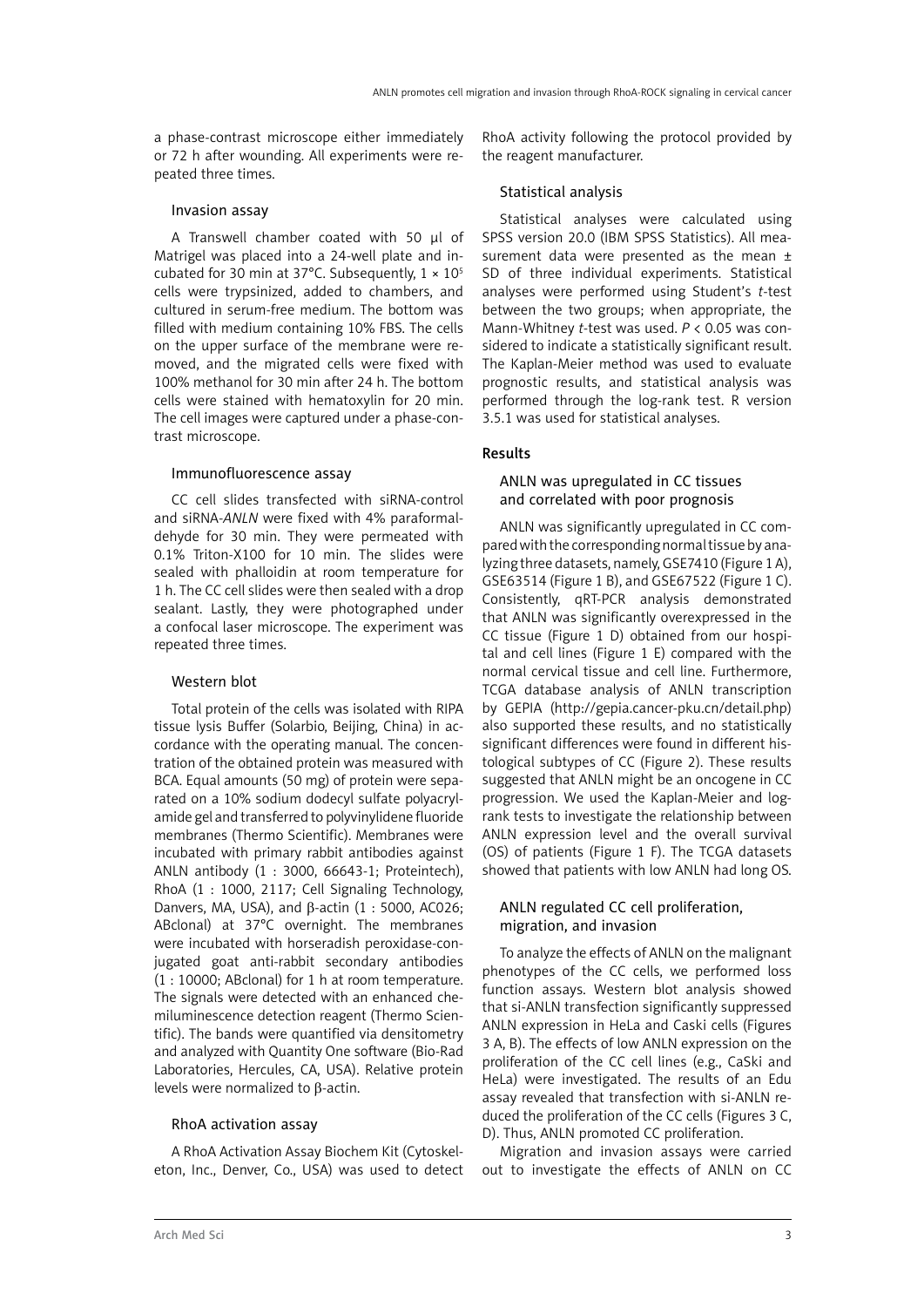a phase-contrast microscope either immediately or 72 h after wounding. All experiments were repeated three times.

### Invasion assay

A Transwell chamber coated with 50 µl of Matrigel was placed into a 24-well plate and incubated for 30 min at 37°C. Subsequently, $1 \times 10^5$ cells were trypsinized, added to chambers, and cultured in serum-free medium. The bottom was filled with medium containing 10% FBS. The cells on the upper surface of the membrane were removed, and the migrated cells were fixed with 100% methanol for 30 min after 24 h. The bottom cells were stained with hematoxylin for 20 min. The cell images were captured under a phase-contrast microscope.

### Immunofluorescence assay

CC cell slides transfected with siRNA-control and siRNA-*ANLN* were fixed with 4% paraformaldehyde for 30 min. They were permeated with 0.1% Triton-X100 for 10 min. The slides were sealed with phalloidin at room temperature for 1 h. The CC cell slides were then sealed with a drop sealant. Lastly, they were photographed under a confocal laser microscope. The experiment was repeated three times.

### Western blot

Total protein of the cells was isolated with RIPA tissue lysis Buffer (Solarbio, Beijing, China) in accordance with the operating manual. The concentration of the obtained protein was measured with BCA. Equal amounts (50 mg) of protein were separated on a 10% sodium dodecyl sulfate polyacrylamide gel and transferred to polyvinylidene fluoride membranes (Thermo Scientific). Membranes were incubated with primary rabbit antibodies against ANLN antibody (1 : 3000, 66643-1; Proteintech), RhoA (1 : 1000, 2117; Cell Signaling Technology, Danvers, MA, USA), and β-actin (1 : 5000, AC026; ABclonal) at 37°C overnight. The membranes were incubated with horseradish peroxidase-conjugated goat anti-rabbit secondary antibodies (1 : 10000; ABclonal) for 1 h at room temperature. The signals were detected with an enhanced chemiluminescence detection reagent (Thermo Scientific). The bands were quantified via densitometry and analyzed with Quantity One software (Bio-Rad Laboratories, Hercules, CA, USA). Relative protein levels were normalized to β-actin.

### RhoA activation assay

A RhoA Activation Assay Biochem Kit (Cytoskeleton, Inc., Denver, Co., USA) was used to detect RhoA activity following the protocol provided by the reagent manufacturer.

### Statistical analysis

Statistical analyses were calculated using SPSS version 20.0 (IBM SPSS Statistics). All measurement data were presented as the mean ± SD of three individual experiments. Statistical analyses were performed using Student's *t*-test between the two groups; when appropriate, the Mann-Whitney *t*-test was used. $P < 0.05$ was considered to indicate a statistically significant result. The Kaplan-Meier method was used to evaluate prognostic results, and statistical analysis was performed through the log-rank test. R version 3.5.1 was used for statistical analyses.

## Results

### ANLN was upregulated in CC tissues and correlated with poor prognosis

ANLN was significantly upregulated in CC compared with the corresponding normal tissue by analyzing three datasets, namely, GSE7410 (Figure 1 A), GSE63514 (Figure 1 B), and GSE67522 (Figure 1 C). Consistently, qRT-PCR analysis demonstrated that ANLN was significantly overexpressed in the CC tissue (Figure 1 D) obtained from our hospital and cell lines (Figure 1 E) compared with the normal cervical tissue and cell line. Furthermore, TCGA database analysis of ANLN transcription by GEPIA (http://gepia.cancer-pku.cn/detail.php) also supported these results, and no statistically significant differences were found in different histological subtypes of CC (Figure 2). These results suggested that ANLN might be an oncogene in CC progression. We used the Kaplan-Meier and log-rank tests to investigate the relationship between ANLN expression level and the overall survival (OS) of patients (Figure 1 F). The TCGA datasets showed that patients with low ANLN had long OS.

### ANLN regulated CC cell proliferation, migration, and invasion

To analyze the effects of ANLN on the malignant phenotypes of the CC cells, we performed loss function assays. Western blot analysis showed that si-ANLN transfection significantly suppressed ANLN expression in HeLa and Caski cells (Figures 3 A, B). The effects of low ANLN expression on the proliferation of the CC cell lines (e.g., CaSki and HeLa) were investigated. The results of an Edu assay revealed that transfection with si-ANLN reduced the proliferation of the CC cells (Figures 3 C, D). Thus, ANLN promoted CC proliferation.

Migration and invasion assays were carried out to investigate the effects of ANLN on CC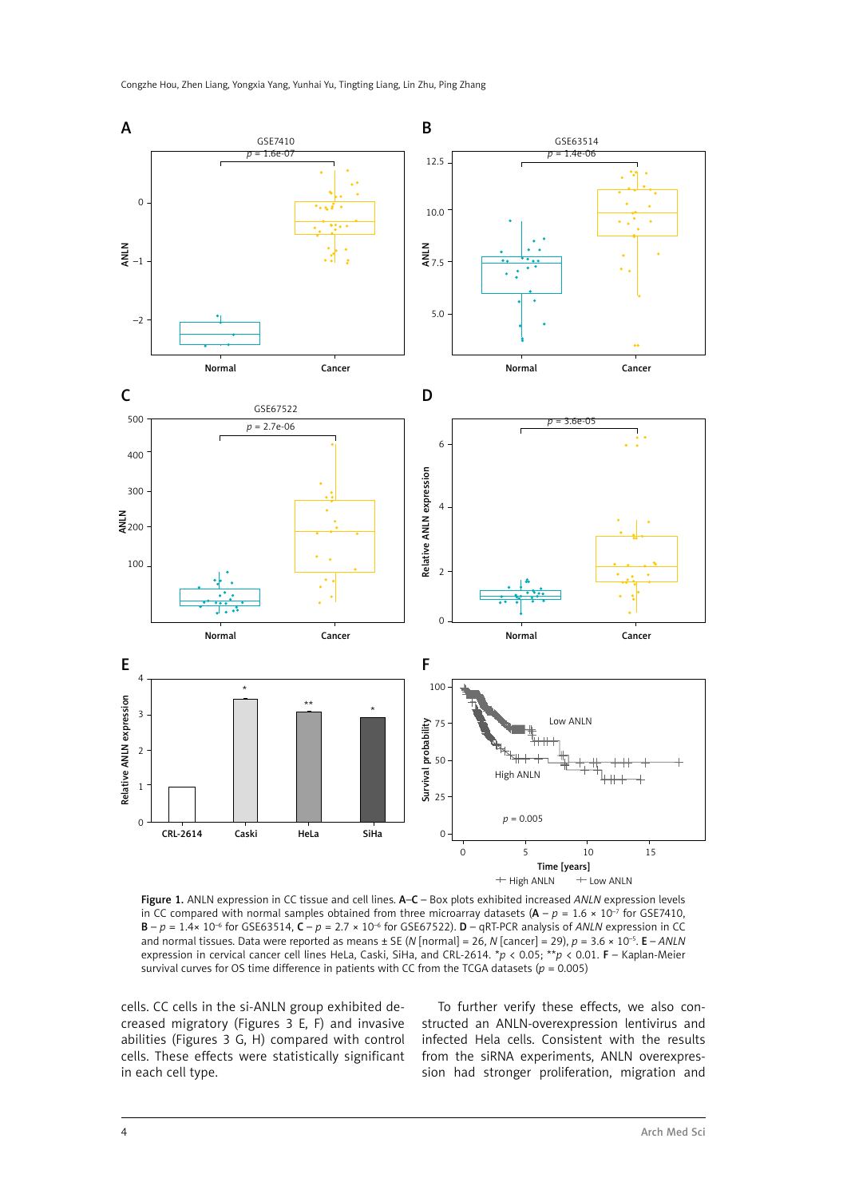**Figure 1.** ANLN expression in CC tissue and cell lines. **A–C** – Box plots exhibited increased *ANLN* expression levels in CC compared with normal samples obtained from three microarray datasets (**A** – $p = 1.6 \times 10^{-7}$ for GSE7410, **B** – $p = 1.4 \times 10^{-6}$ for GSE63514, **C** – $p = 2.7 \times 10^{-6}$ for GSE67522). **D** – qRT-PCR analysis of *ANLN* expression in CC and normal tissues. Data were reported as means ± SE (*N* [normal] = 26, *N* [cancer] = 29), $p = 3.6 \times 10^{-5}$. **E** – *ANLN* expression in cervical cancer cell lines HeLa, Caski, SiHa, and CRL-2614. *$p < 0.05$; **$p < 0.01$. **F** – Kaplan-Meier survival curves for OS time difference in patients with CC from the TCGA datasets ($p = 0.005$)

cells. CC cells in the si-ANLN group exhibited decreased migratory (Figures 3 E, F) and invasive abilities (Figures 3 G, H) compared with control cells. These effects were statistically significant in each cell type.

To further verify these effects, we also constructed an ANLN-overexpression lentivirus and infected Hela cells. Consistent with the results from the siRNA experiments, ANLN overexpression had stronger proliferation, migration and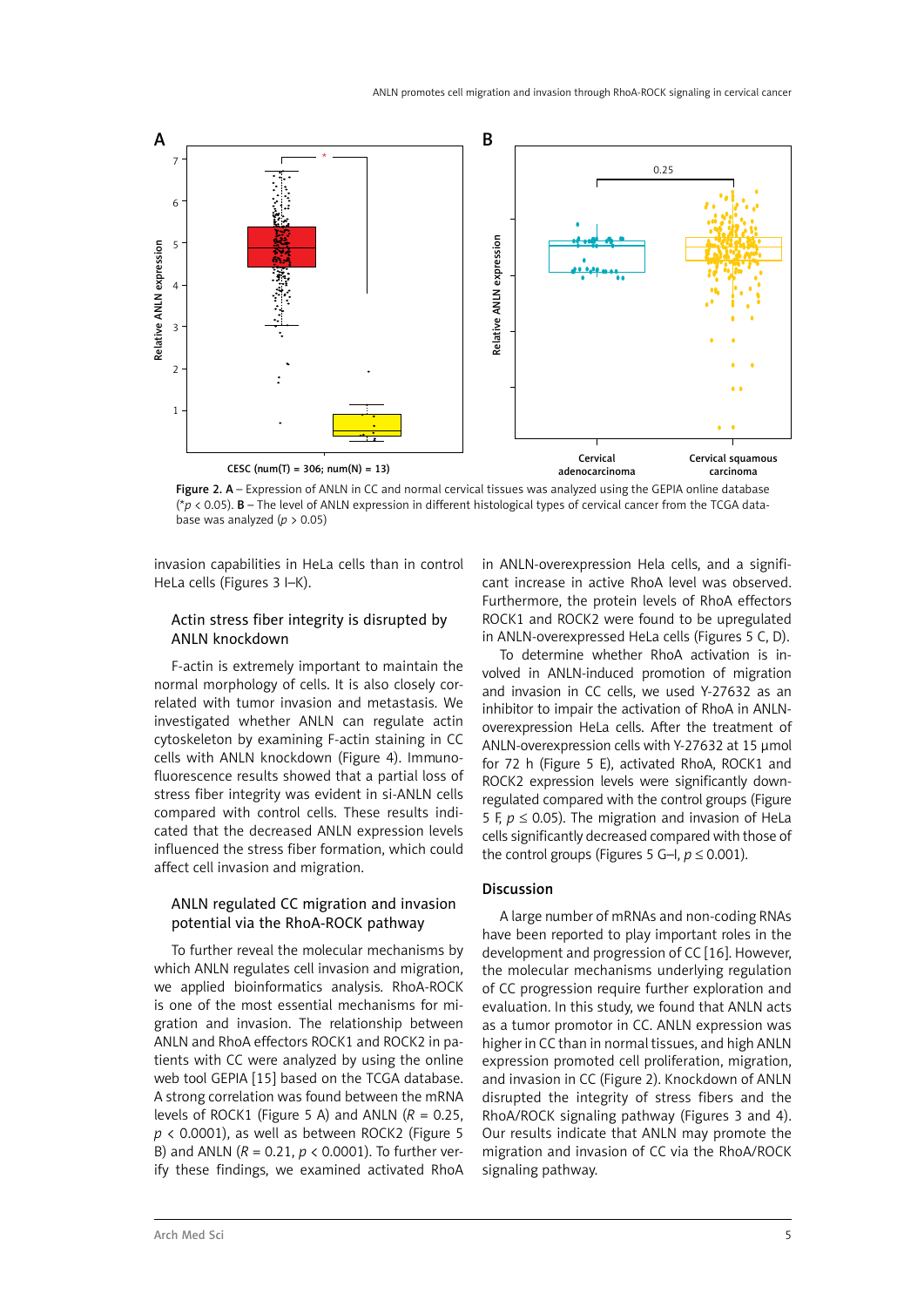Figure 2. A – Expression of ANLN in CC and normal cervical tissues was analyzed using the GEPIA online database (* $p < 0.05$). B – The level of ANLN expression in different histological types of cervical cancer from the TCGA database was analyzed ($p > 0.05$)

invasion capabilities in HeLa cells than in control HeLa cells (Figures 3 I–K).

### Actin stress fiber integrity is disrupted by ANLN knockdown

F-actin is extremely important to maintain the normal morphology of cells. It is also closely correlated with tumor invasion and metastasis. We investigated whether ANLN can regulate actin cytoskeleton by examining F-actin staining in CC cells with ANLN knockdown (Figure 4). Immunofluorescence results showed that a partial loss of stress fiber integrity was evident in si-ANLN cells compared with control cells. These results indicated that the decreased ANLN expression levels influenced the stress fiber formation, which could affect cell invasion and migration.

### ANLN regulated CC migration and invasion potential via the RhoA-ROCK pathway

To further reveal the molecular mechanisms by which ANLN regulates cell invasion and migration, we applied bioinformatics analysis. RhoA-ROCK is one of the most essential mechanisms for migration and invasion. The relationship between ANLN and RhoA effectors ROCK1 and ROCK2 in patients with CC were analyzed by using the online web tool GEPIA [15] based on the TCGA database. A strong correlation was found between the mRNA levels of ROCK1 (Figure 5 A) and ANLN ($R = 0.25$, $p < 0.0001$), as well as between ROCK2 (Figure 5 B) and ANLN ($R = 0.21$, $p < 0.0001$). To further verify these findings, we examined activated RhoA in ANLN-overexpression Hela cells, and a significant increase in active RhoA level was observed. Furthermore, the protein levels of RhoA effectors ROCK1 and ROCK2 were found to be upregulated in ANLN-overexpressed HeLa cells (Figures 5 C, D).

To determine whether RhoA activation is involved in ANLN-induced promotion of migration and invasion in CC cells, we used Y-27632 as an inhibitor to impair the activation of RhoA in ANLN-overexpression HeLa cells. After the treatment of ANLN-overexpression cells with Y-27632 at 15 μmol for 72 h (Figure 5 E), activated RhoA, ROCK1 and ROCK2 expression levels were significantly downregulated compared with the control groups (Figure 5 F, $p \leq 0.05$). The migration and invasion of HeLa cells significantly decreased compared with those of the control groups (Figures 5 G–I, $p \leq 0.001$).

## Discussion

A large number of mRNAs and non-coding RNAs have been reported to play important roles in the development and progression of CC [16]. However, the molecular mechanisms underlying regulation of CC progression require further exploration and evaluation. In this study, we found that ANLN acts as a tumor promotor in CC. ANLN expression was higher in CC than in normal tissues, and high ANLN expression promoted cell proliferation, migration, and invasion in CC (Figure 2). Knockdown of ANLN disrupted the integrity of stress fibers and the RhoA/ROCK signaling pathway (Figures 3 and 4). Our results indicate that ANLN may promote the migration and invasion of CC via the RhoA/ROCK signaling pathway.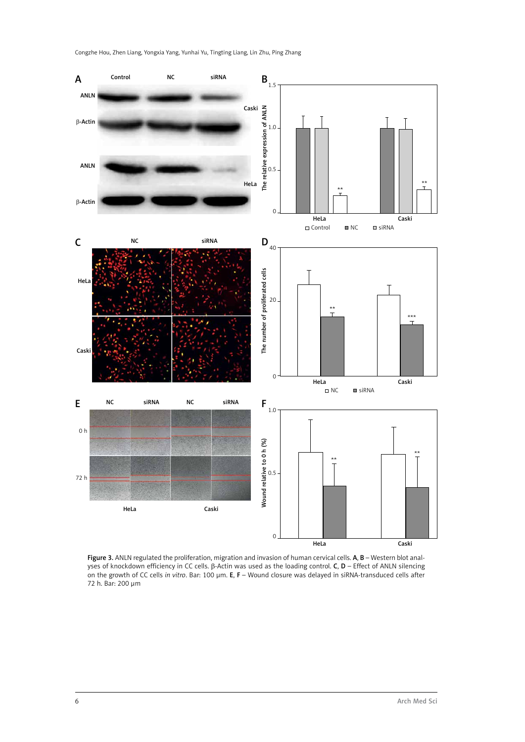**Figure 3.** ANLN regulated the proliferation, migration and invasion of human cervical cells. **A**, **B** – Western blot analyses of knockdown efficiency in CC cells. β-Actin was used as the loading control. **C**, **D** – Effect of ANLN silencing on the growth of CC cells *in vitro*. Bar: 100 μm. **E**, **F** – Wound closure was delayed in siRNA-transduced cells after 72 h. Bar: 200 μm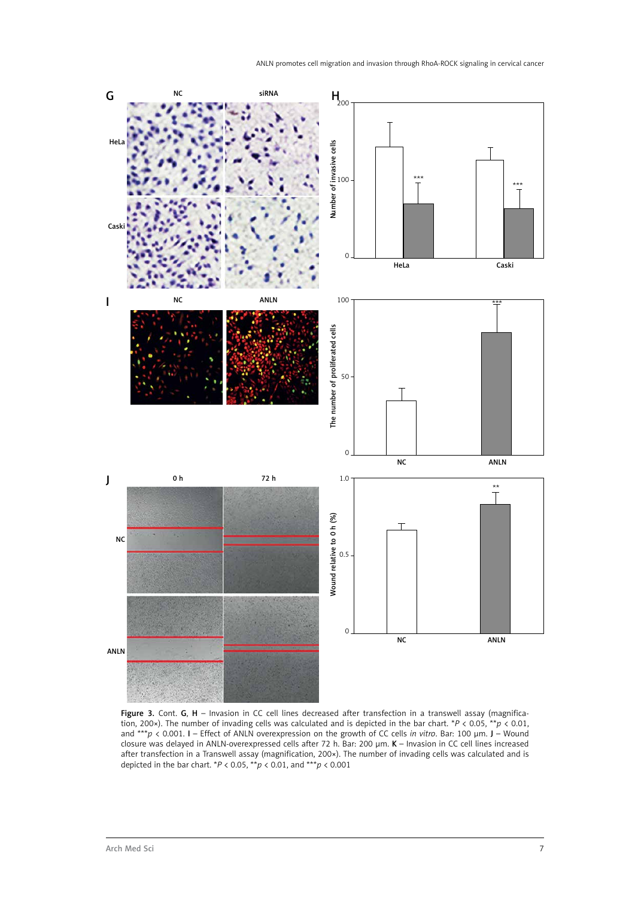**Figure 3.** Cont. **G**, **H** – Invasion in CC cell lines decreased after transfection in a transwell assay (magnification, 200×). The number of invading cells was calculated and is depicted in the bar chart. $^{*}P < 0.05$, $^{**}p < 0.01$, and $^{***}p < 0.001$. **I** – Effect of ANLN overexpression on the growth of CC cells *in vitro*. Bar: 100 μm. **J** – Wound closure was delayed in ANLN-overexpressed cells after 72 h. Bar: 200 μm. **K** – Invasion in CC cell lines increased after transfection in a Transwell assay (magnification, 200×). The number of invading cells was calculated and is depicted in the bar chart. $^{*}P < 0.05$, $^{**}p < 0.01$, and $^{***}p < 0.001$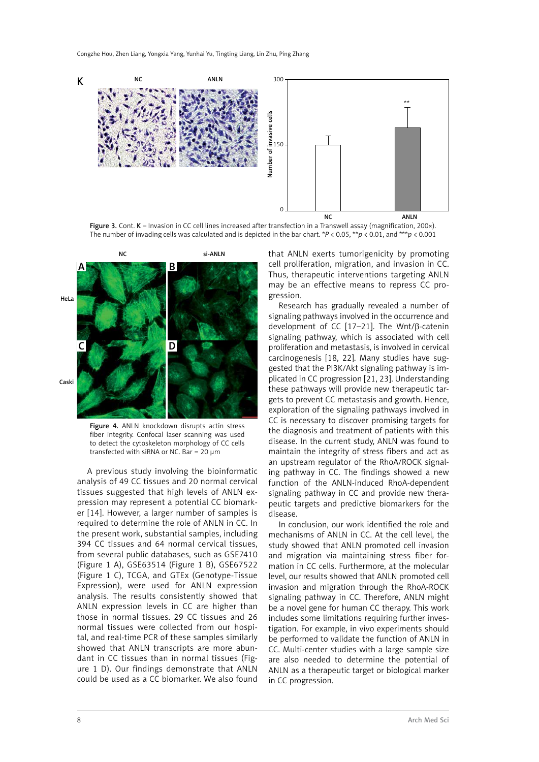Figure 3. Cont. K – Invasion in CC cell lines increased after transfection in a Transwell assay (magnification, 200×). The number of invading cells was calculated and is depicted in the bar chart. *$P$ < 0.05, **$p$ < 0.01, and ***$p$ < 0.001

Figure 4. ANLN knockdown disrupts actin stress fiber integrity. Confocal laser scanning was used to detect the cytoskeleton morphology of CC cells transfected with siRNA or NC. Bar = 20 μm

A previous study involving the bioinformatic analysis of 49 CC tissues and 20 normal cervical tissues suggested that high levels of ANLN expression may represent a potential CC biomarker [14]. However, a larger number of samples is required to determine the role of ANLN in CC. In the present work, substantial samples, including 394 CC tissues and 64 normal cervical tissues, from several public databases, such as GSE7410 (Figure 1 A), GSE63514 (Figure 1 B), GSE67522 (Figure 1 C), TCGA, and GTEx (Genotype-Tissue Expression), were used for ANLN expression analysis. The results consistently showed that ANLN expression levels in CC are higher than those in normal tissues. 29 CC tissues and 26 normal tissues were collected from our hospital, and real-time PCR of these samples similarly showed that ANLN transcripts are more abundant in CC tissues than in normal tissues (Figure 1 D). Our findings demonstrate that ANLN could be used as a CC biomarker. We also found that ANLN exerts tumorigenicity by promoting cell proliferation, migration, and invasion in CC. Thus, therapeutic interventions targeting ANLN may be an effective means to repress CC progression.

Research has gradually revealed a number of signaling pathways involved in the occurrence and development of CC [17–21]. The Wnt/β-catenin signaling pathway, which is associated with cell proliferation and metastasis, is involved in cervical carcinogenesis [18, 22]. Many studies have suggested that the PI3K/Akt signaling pathway is implicated in CC progression [21, 23]. Understanding these pathways will provide new therapeutic targets to prevent CC metastasis and growth. Hence, exploration of the signaling pathways involved in CC is necessary to discover promising targets for the diagnosis and treatment of patients with this disease. In the current study, ANLN was found to maintain the integrity of stress fibers and act as an upstream regulator of the RhoA/ROCK signaling pathway in CC. The findings showed a new function of the ANLN-induced RhoA-dependent signaling pathway in CC and provide new therapeutic targets and predictive biomarkers for the disease.

In conclusion, our work identified the role and mechanisms of ANLN in CC. At the cell level, the study showed that ANLN promoted cell invasion and migration via maintaining stress fiber formation in CC cells. Furthermore, at the molecular level, our results showed that ANLN promoted cell invasion and migration through the RhoA-ROCK signaling pathway in CC. Therefore, ANLN might be a novel gene for human CC therapy. This work includes some limitations requiring further investigation. For example, in vivo experiments should be performed to validate the function of ANLN in CC. Multi-center studies with a large sample size are also needed to determine the potential of ANLN as a therapeutic target or biological marker in CC progression.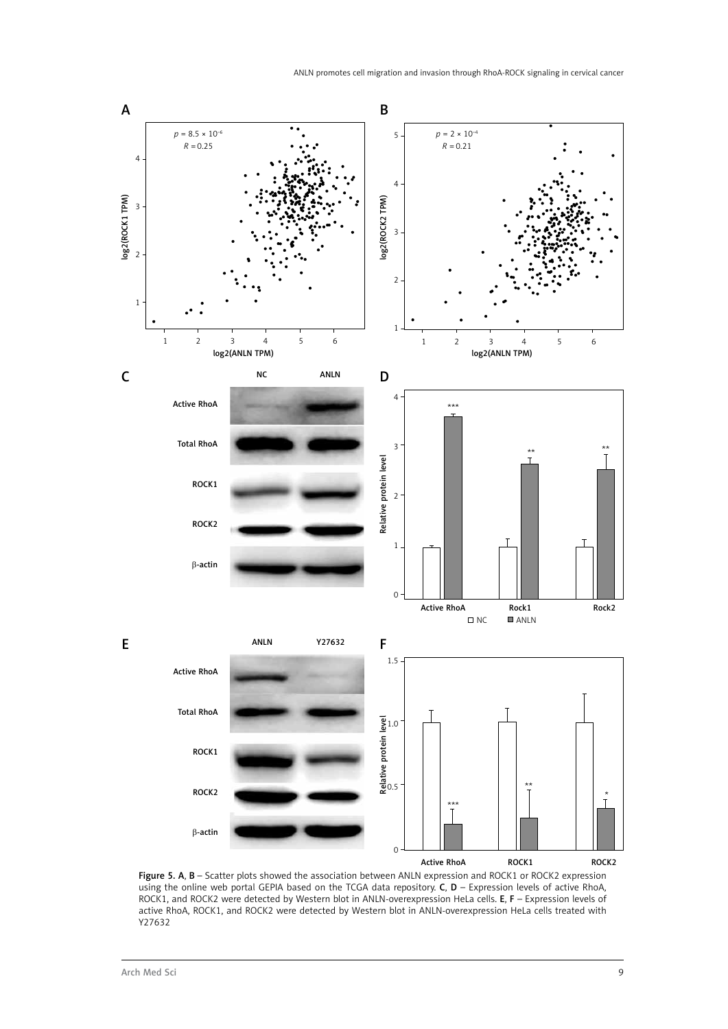Figure 5. A, B – Scatter plots showed the association between ANLN expression and ROCK1 or ROCK2 expression using the online web portal GEPIA based on the TCGA data repository. C, D – Expression levels of active RhoA, ROCK1, and ROCK2 were detected by Western blot in ANLN-overexpression HeLa cells. E, F – Expression levels of active RhoA, ROCK1, and ROCK2 were detected by Western blot in ANLN-overexpression HeLa cells treated with Y27632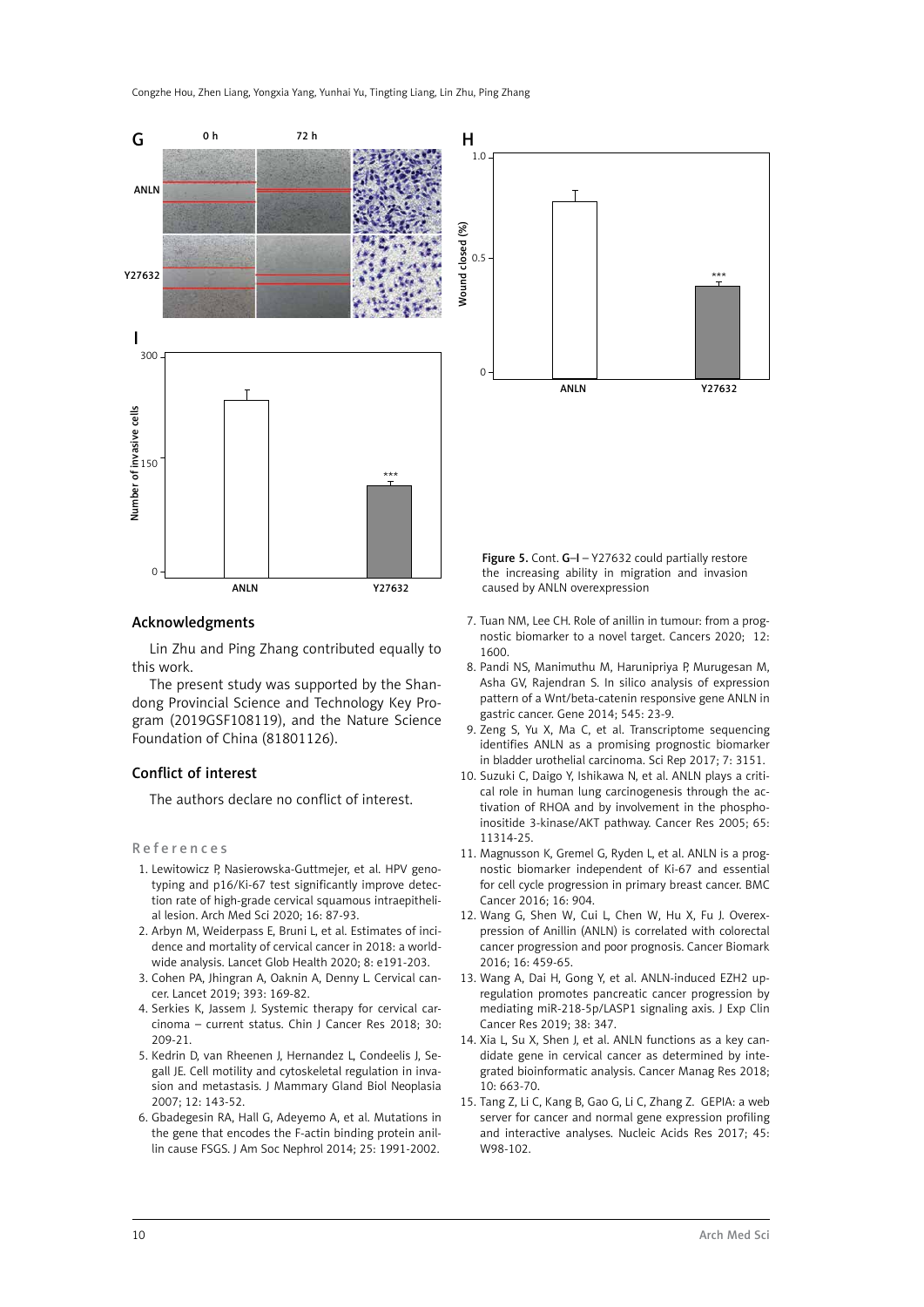**Figure 5.** Cont. **G–I** – Y27632 could partially restore the increasing ability in migration and invasion caused by ANLN overexpression

## Acknowledgments

Lin Zhu and Ping Zhang contributed equally to this work.

The present study was supported by the Shandong Provincial Science and Technology Key Program (2019GSF108119), and the Nature Science Foundation of China (81801126).

## Conflict of interest

The authors declare no conflict of interest.

## References

1. Lewitowicz P, Nasierowska-Guttmejer, et al. HPV genotyping and p16/Ki-67 test significantly improve detection rate of high-grade cervical squamous intraepithelial lesion. Arch Med Sci 2020; 16: 87-93.
2. Arbyn M, Weiderpass E, Bruni L, et al. Estimates of incidence and mortality of cervical cancer in 2018: a worldwide analysis. Lancet Glob Health 2020; 8: e191-203.
3. Cohen PA, Jhingran A, Oaknin A, Denny L. Cervical cancer. Lancet 2019; 393: 169-82.
4. Serkies K, Jassem J. Systemic therapy for cervical carcinoma – current status. Chin J Cancer Res 2018; 30: 209-21.
5. Kedrin D, van Rheenen J, Hernandez L, Condeelis J, Segall JE. Cell motility and cytoskeletal regulation in invasion and metastasis. J Mammary Gland Biol Neoplasia 2007; 12: 143-52.
6. Gbadegesin RA, Hall G, Adeyemo A, et al. Mutations in the gene that encodes the F-actin binding protein anillin cause FSGS. J Am Soc Nephrol 2014; 25: 1991-2002.
7. Tuan NM, Lee CH. Role of anillin in tumour: from a prognostic biomarker to a novel target. Cancers 2020; 12: 1600.
8. Pandi NS, Manimuthu M, Harunipriya P, Murugesan M, Asha GV, Rajendran S. In silico analysis of expression pattern of a Wnt/beta-catenin responsive gene ANLN in gastric cancer. Gene 2014; 545: 23-9.
9. Zeng S, Yu X, Ma C, et al. Transcriptome sequencing identifies ANLN as a promising prognostic biomarker in bladder urothelial carcinoma. Sci Rep 2017; 7: 3151.
10. Suzuki C, Daigo Y, Ishikawa N, et al. ANLN plays a critical role in human lung carcinogenesis through the activation of RHOA and by involvement in the phosphoinositide 3-kinase/AKT pathway. Cancer Res 2005; 65: 11314-25.
11. Magnusson K, Gremel G, Ryden L, et al. ANLN is a prognostic biomarker independent of Ki-67 and essential for cell cycle progression in primary breast cancer. BMC Cancer 2016; 16: 904.
12. Wang G, Shen W, Cui L, Chen W, Hu X, Fu J. Overexpression of Anillin (ANLN) is correlated with colorectal cancer progression and poor prognosis. Cancer Biomark 2016; 16: 459-65.
13. Wang A, Dai H, Gong Y, et al. ANLN-induced EZH2 upregulation promotes pancreatic cancer progression by mediating miR-218-5p/LASP1 signaling axis. J Exp Clin Cancer Res 2019; 38: 347.
14. Xia L, Su X, Shen J, et al. ANLN functions as a key candidate gene in cervical cancer as determined by integrated bioinformatic analysis. Cancer Manag Res 2018; 10: 663-70.
15. Tang Z, Li C, Kang B, Gao G, Li C, Zhang Z. GEPIA: a web server for cancer and normal gene expression profiling and interactive analyses. Nucleic Acids Res 2017; 45: W98-102.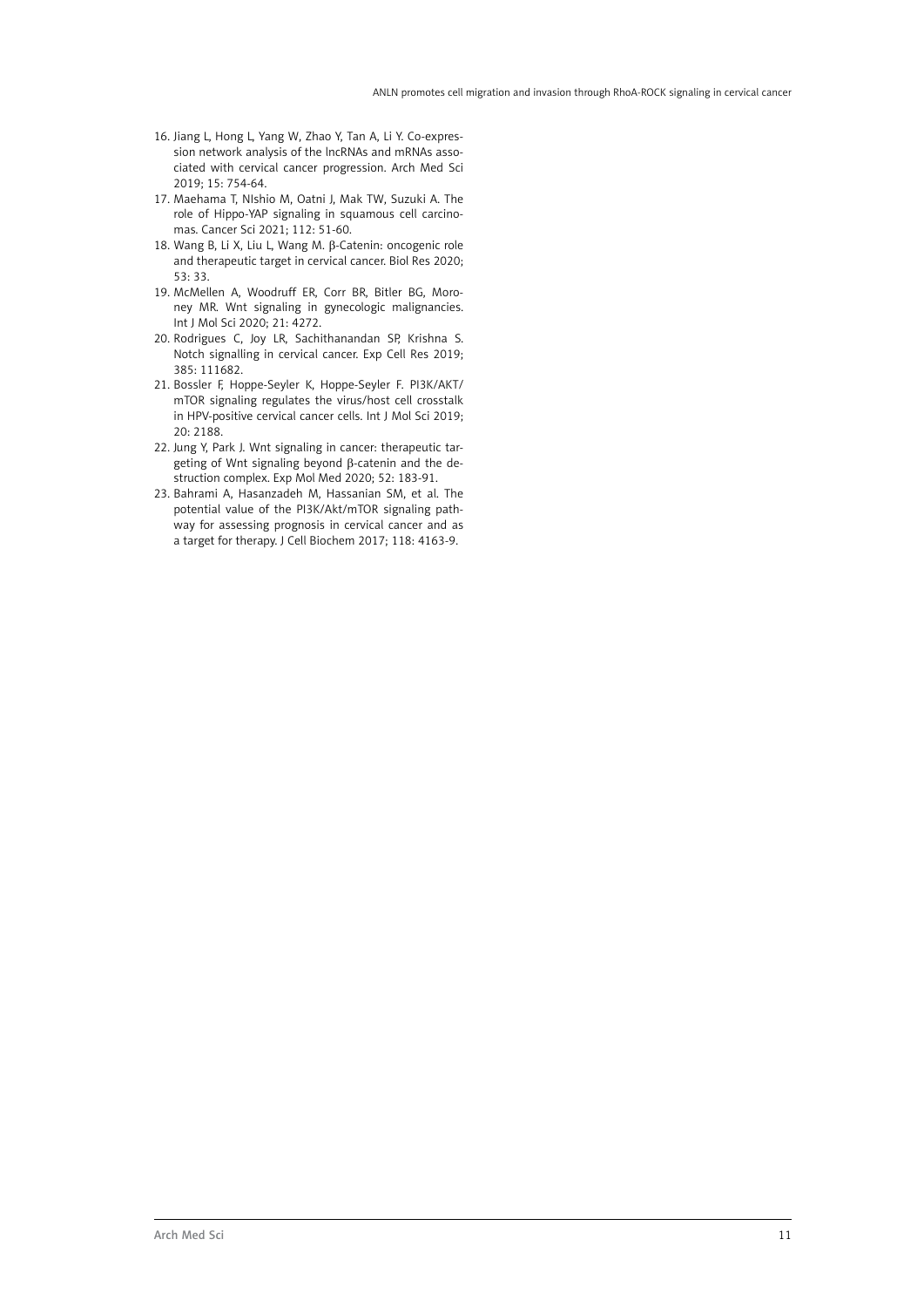16. Jiang L, Hong L, Yang W, Zhao Y, Tan A, Li Y. Co-expression network analysis of the lncRNAs and mRNAs associated with cervical cancer progression. Arch Med Sci 2019; 15: 754-64.
17. Maehama T, NIshio M, Oatni J, Mak TW, Suzuki A. The role of Hippo-YAP signaling in squamous cell carcinomas. Cancer Sci 2021; 112: 51-60.
18. Wang B, Li X, Liu L, Wang M. β-Catenin: oncogenic role and therapeutic target in cervical cancer. Biol Res 2020; 53: 33.
19. McMellen A, Woodruff ER, Corr BR, Bitler BG, Moroney MR. Wnt signaling in gynecologic malignancies. Int J Mol Sci 2020; 21: 4272.
20. Rodrigues C, Joy LR, Sachithanandan SP, Krishna S. Notch signalling in cervical cancer. Exp Cell Res 2019; 385: 111682.
21. Bossler F, Hoppe-Seyler K, Hoppe-Seyler F. PI3K/AKT/mTOR signaling regulates the virus/host cell crosstalk in HPV-positive cervical cancer cells. Int J Mol Sci 2019; 20: 2188.
22. Jung Y, Park J. Wnt signaling in cancer: therapeutic targeting of Wnt signaling beyond β-catenin and the destruction complex. Exp Mol Med 2020; 52: 183-91.
23. Bahrami A, Hasanzadeh M, Hassanian SM, et al. The potential value of the PI3K/Akt/mTOR signaling pathway for assessing prognosis in cervical cancer and as a target for therapy. J Cell Biochem 2017; 118: 4163-9.